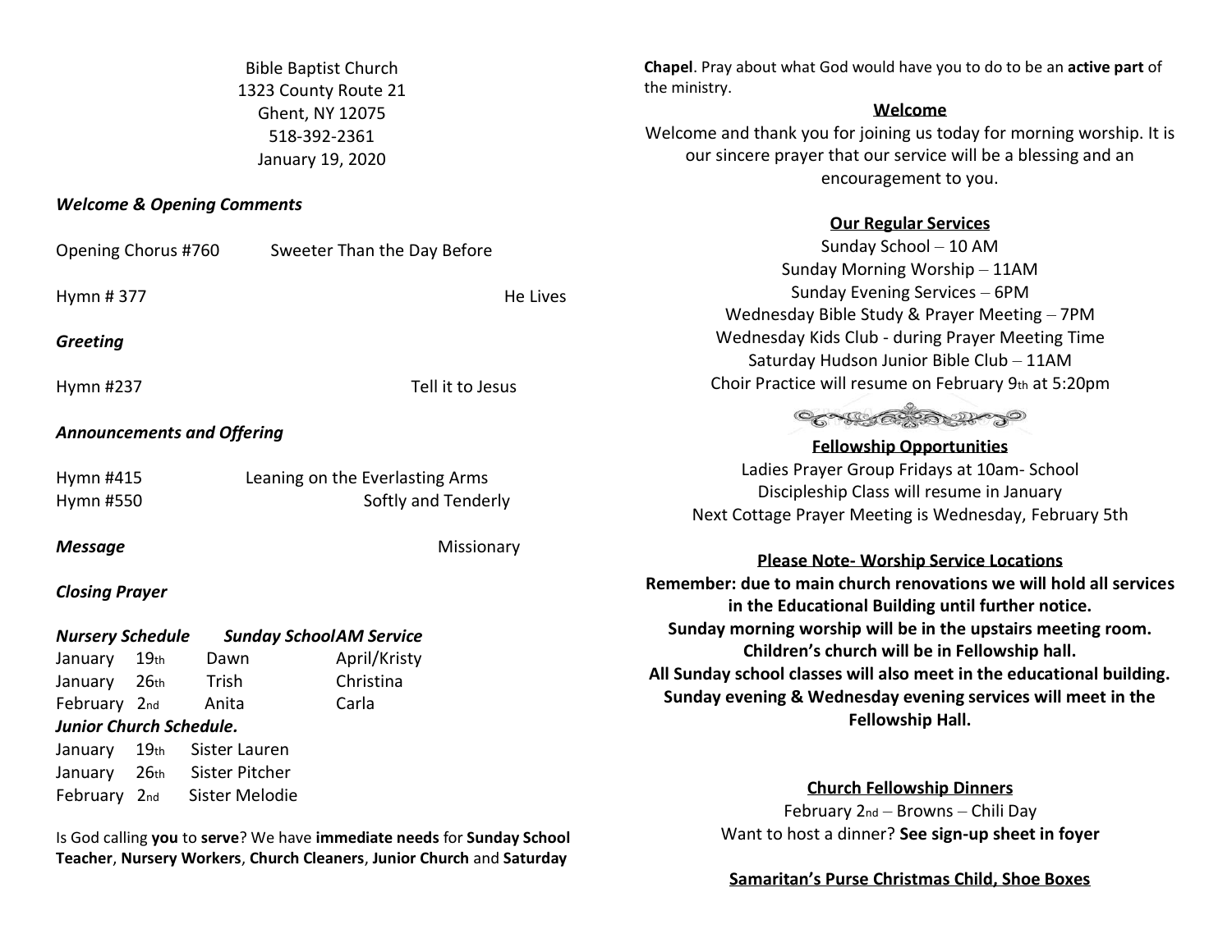Bible Baptist Church
1323 County Route 21
Ghent, NY 12075
518-392-2361
January 19, 2020

***Welcome & Opening Comments***

Opening Chorus #760 Sweeter Than the Day Before

Hymn # 377 He Lives

***Greeting***

Hymn #237 Tell it to Jesus

***Announcements and Offering***

Hymn #415 Leaning on the Everlasting Arms
Hymn #550 Softly and Tenderly

***Message*** Missionary

***Closing Prayer***

| *Nursery Schedule* | *Sunday School* | *AM Service* |
|---|---|---|
| January 19th | Dawn | April/Kristy |
| January 26th | Trish | Christina |
| February 2nd | Anita | Carla |

***Junior Church Schedule.***

| | |
|---|---|
| January 19th | Sister Lauren |
| January 26th | Sister Pitcher |
| February 2nd | Sister Melodie |

Is God calling **you** to **serve**? We have **immediate needs** for **Sunday School Teacher**, **Nursery Workers**, **Church Cleaners**, **Junior Church** and **Saturday Chapel**. Pray about what God would have you to do to be an **active part** of the ministry.

**Welcome**

Welcome and thank you for joining us today for morning worship. It is our sincere prayer that our service will be a blessing and an encouragement to you.

**Our Regular Services**

Sunday School – 10 AM
Sunday Morning Worship – 11AM
Sunday Evening Services – 6PM
Wednesday Bible Study & Prayer Meeting – 7PM
Wednesday Kids Club - during Prayer Meeting Time
Saturday Hudson Junior Bible Club – 11AM
Choir Practice will resume on February 9th at 5:20pm

**Fellowship Opportunities**

Ladies Prayer Group Fridays at 10am- School
Discipleship Class will resume in January
Next Cottage Prayer Meeting is Wednesday, February 5th

**Please Note- Worship Service Locations**

**Remember: due to main church renovations we will hold all services in the Educational Building until further notice.**
**Sunday morning worship will be in the upstairs meeting room.**
**Children's church will be in Fellowship hall.**
**All Sunday school classes will also meet in the educational building.**
**Sunday evening & Wednesday evening services will meet in the Fellowship Hall.**

**Church Fellowship Dinners**

February 2nd – Browns – Chili Day
Want to host a dinner? **See sign-up sheet in foyer**

**Samaritan's Purse Christmas Child, Shoe Boxes**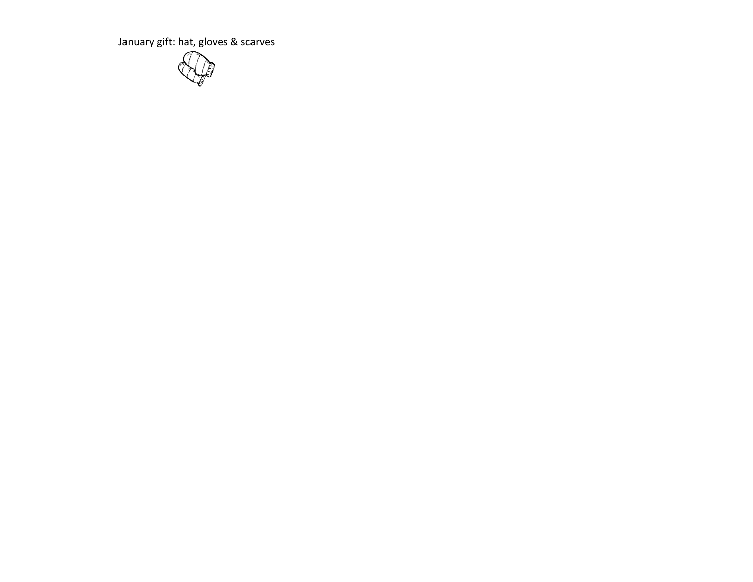January gift: hat, gloves & scarves